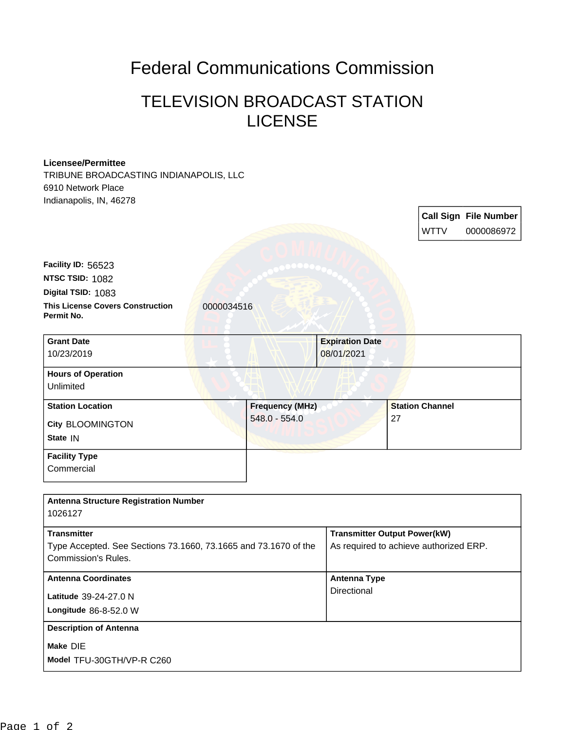# Federal Communications Commission

## TELEVISION BROADCAST STATION LICENSE

**Licensee/Permittee**
TRIBUNE BROADCASTING INDIANAPOLIS, LLC
6910 Network Place
Indianapolis, IN, 46278

| Call Sign | File Number |
|---|---|
| WTTV | 0000086972 |

**Facility ID:** 56523
**NTSC TSID:** 1082
**Digital TSID:** 1083
**This License Covers Construction Permit No.** 0000034516

| Grant Date | Expiration Date |
|---|---|
| 10/23/2019 | 08/01/2021 |

**Hours of Operation**
Unlimited

| Station Location | Frequency (MHz) | Station Channel |
|---|---|---|
| City BLOOMINGTON<br>State IN | 548.0 - 554.0 | 27 |

**Facility Type**
Commercial

**Antenna Structure Registration Number**
1026127

| Transmitter | Transmitter Output Power(kW) |
|---|---|
| Type Accepted. See Sections 73.1660, 73.1665 and 73.1670 of the Commission's Rules. | As required to achieve authorized ERP. |

| Antenna Coordinates | Antenna Type |
|---|---|
| Latitude 39-24-27.0 N<br>Longitude 86-8-52.0 W | Directional |

**Description of Antenna**
Make DIE
Model TFU-30GTH/VP-R C260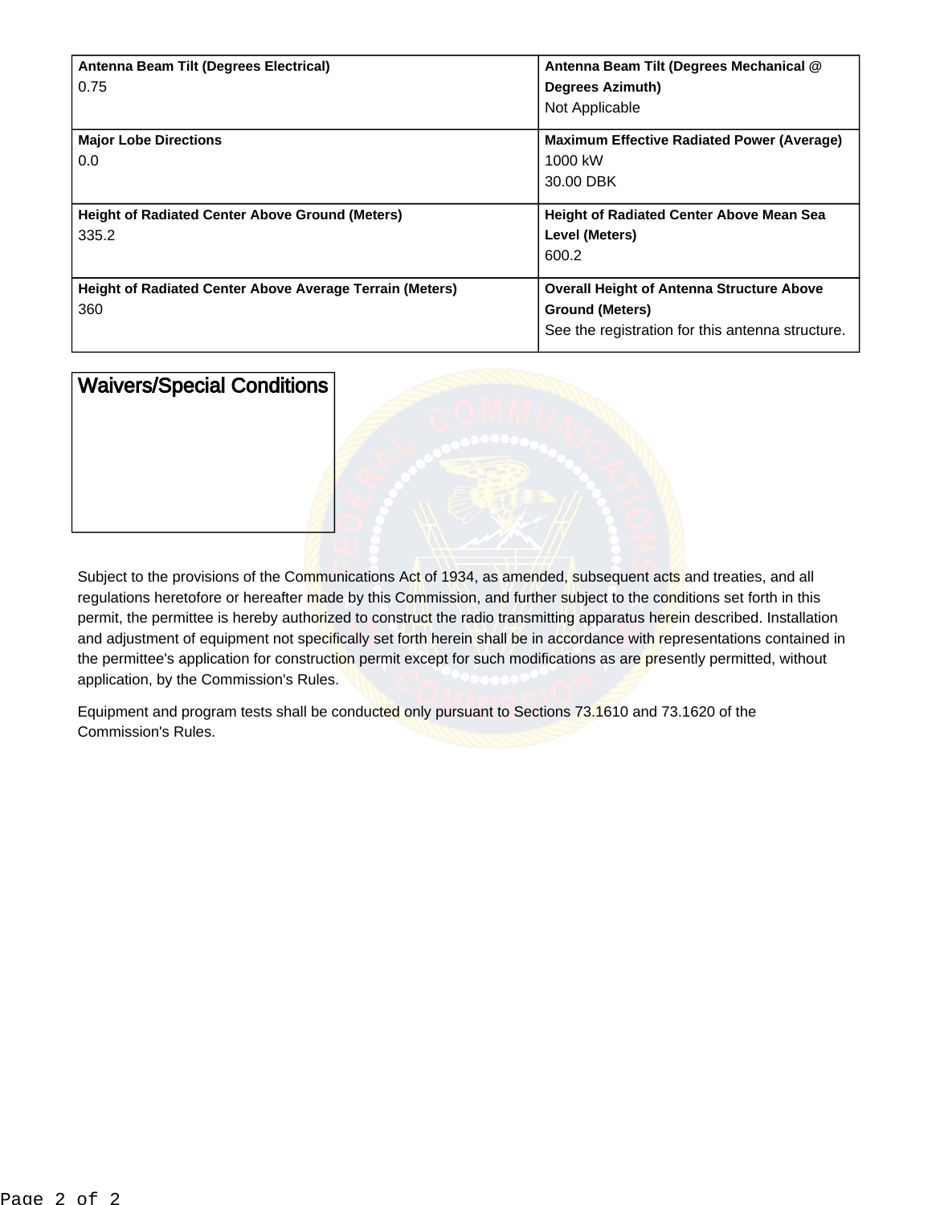| | |
|---|---|
| **Antenna Beam Tilt (Degrees Electrical)**<br>0.75 | **Antenna Beam Tilt (Degrees Mechanical @ Degrees Azimuth)**<br>Not Applicable |
| **Major Lobe Directions**<br>0.0 | **Maximum Effective Radiated Power (Average)**<br>1000 kW<br>30.00 DBK |
| **Height of Radiated Center Above Ground (Meters)**<br>335.2 | **Height of Radiated Center Above Mean Sea Level (Meters)**<br>600.2 |
| **Height of Radiated Center Above Average Terrain (Meters)**<br>360 | **Overall Height of Antenna Structure Above Ground (Meters)**<br>See the registration for this antenna structure. |

## Waivers/Special Conditions

Subject to the provisions of the Communications Act of 1934, as amended, subsequent acts and treaties, and all regulations heretofore or hereafter made by this Commission, and further subject to the conditions set forth in this permit, the permittee is hereby authorized to construct the radio transmitting apparatus herein described. Installation and adjustment of equipment not specifically set forth herein shall be in accordance with representations contained in the permittee's application for construction permit except for such modifications as are presently permitted, without application, by the Commission's Rules.

Equipment and program tests shall be conducted only pursuant to Sections 73.1610 and 73.1620 of the Commission's Rules.